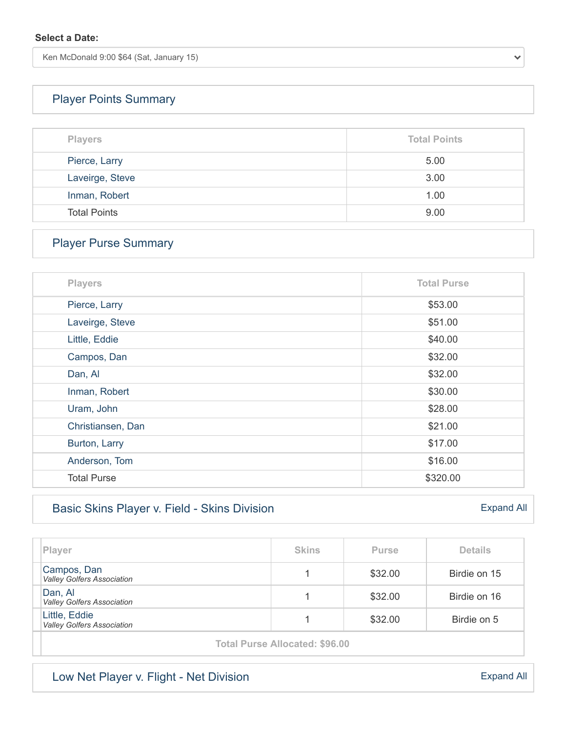**Select a Date:**

Ken McDonald 9:00 $64 (Sat, January 15)

## Player Points Summary

| Players | Total Points |
|---|---|
| Pierce, Larry | 5.00 |
| Laveirge, Steve | 3.00 |
| Inman, Robert | 1.00 |
| Total Points | 9.00 |

## Player Purse Summary

| Players | Total Purse |
|---|---|
| Pierce, Larry | $53.00 |
| Laveirge, Steve | $51.00 |
| Little, Eddie | $40.00 |
| Campos, Dan | $32.00 |
| Dan, Al | $32.00 |
| Inman, Robert | $30.00 |
| Uram, John | $28.00 |
| Christiansen, Dan | $21.00 |
| Burton, Larry | $17.00 |
| Anderson, Tom | $16.00 |
| Total Purse | $320.00 |

## Basic Skins Player v. Field - Skins Division

Expand All

| Player | Skins | Purse | Details |
|---|---|---|---|
| Campos, Dan<br>*Valley Golfers Association* | 1 | $32.00 | Birdie on 15 |
| Dan, Al<br>*Valley Golfers Association* | 1 | $32.00 | Birdie on 16 |
| Little, Eddie<br>*Valley Golfers Association* | 1 | $32.00 | Birdie on 5 |
| Total Purse Allocated: $96.00 | | | |

## Low Net Player v. Flight - Net Division

Expand All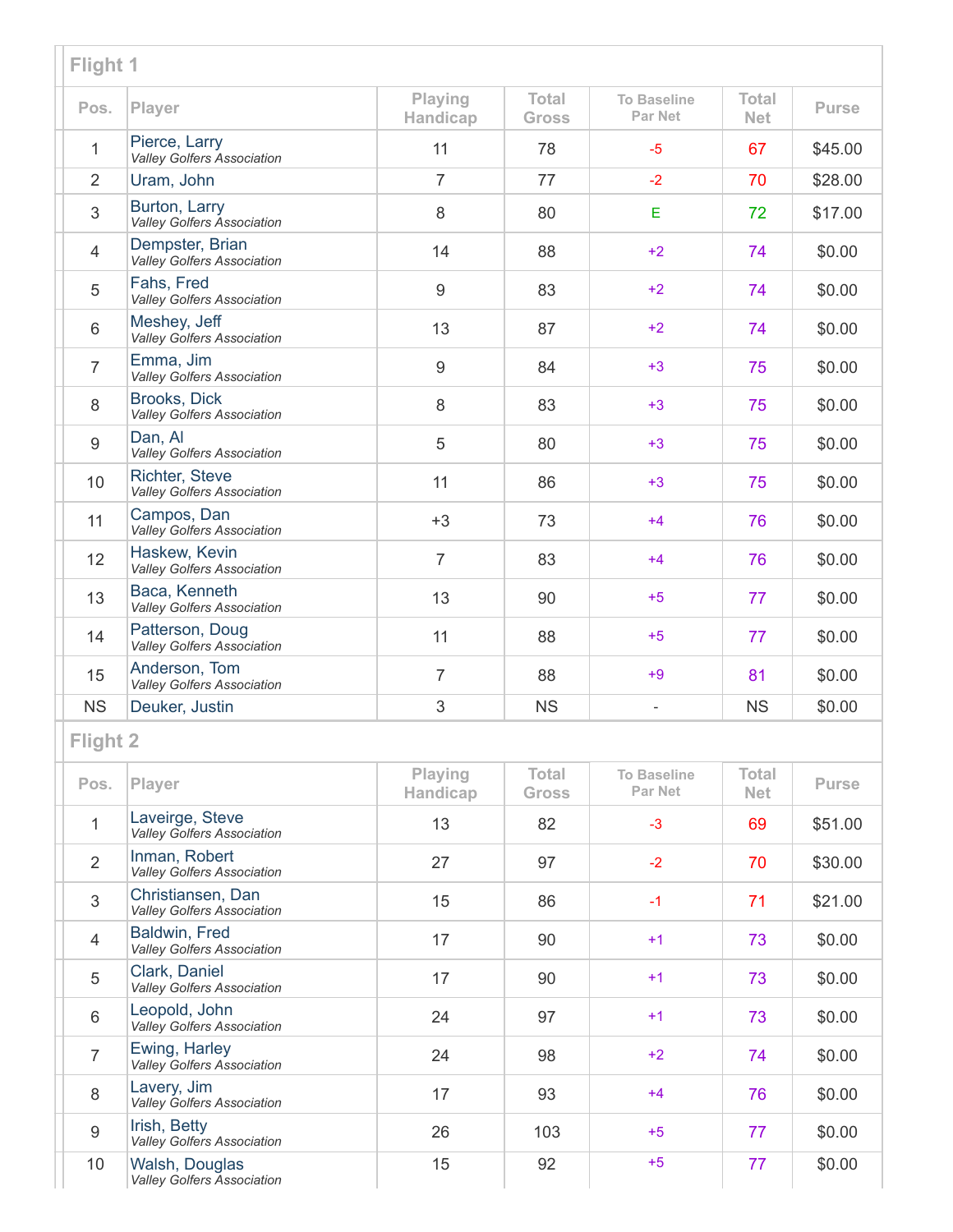## Flight 1

| Pos. | Player | Playing Handicap | Total Gross | To Baseline Par Net | Total Net | Purse |
|---|---|---|---|---|---|---|
| 1 | Pierce, Larry<br>*Valley Golfers Association* | 11 | 78 | -5 | 67 | $45.00 |
| 2 | Uram, John | 7 | 77 | -2 | 70 | $28.00 |
| 3 | Burton, Larry<br>*Valley Golfers Association* | 8 | 80 | E | 72 | $17.00 |
| 4 | Dempster, Brian<br>*Valley Golfers Association* | 14 | 88 | +2 | 74 | $0.00 |
| 5 | Fahs, Fred<br>*Valley Golfers Association* | 9 | 83 | +2 | 74 | $0.00 |
| 6 | Meshey, Jeff<br>*Valley Golfers Association* | 13 | 87 | +2 | 74 | $0.00 |
| 7 | Emma, Jim<br>*Valley Golfers Association* | 9 | 84 | +3 | 75 | $0.00 |
| 8 | Brooks, Dick<br>*Valley Golfers Association* | 8 | 83 | +3 | 75 | $0.00 |
| 9 | Dan, Al<br>*Valley Golfers Association* | 5 | 80 | +3 | 75 | $0.00 |
| 10 | Richter, Steve<br>*Valley Golfers Association* | 11 | 86 | +3 | 75 | $0.00 |
| 11 | Campos, Dan<br>*Valley Golfers Association* | +3 | 73 | +4 | 76 | $0.00 |
| 12 | Haskew, Kevin<br>*Valley Golfers Association* | 7 | 83 | +4 | 76 | $0.00 |
| 13 | Baca, Kenneth<br>*Valley Golfers Association* | 13 | 90 | +5 | 77 | $0.00 |
| 14 | Patterson, Doug<br>*Valley Golfers Association* | 11 | 88 | +5 | 77 | $0.00 |
| 15 | Anderson, Tom<br>*Valley Golfers Association* | 7 | 88 | +9 | 81 | $0.00 |
| NS | Deuker, Justin | 3 | NS | - | NS | $0.00 |

## Flight 2

| Pos. | Player | Playing Handicap | Total Gross | To Baseline Par Net | Total Net | Purse |
|---|---|---|---|---|---|---|
| 1 | Laveirge, Steve<br>*Valley Golfers Association* | 13 | 82 | -3 | 69 | $51.00 |
| 2 | Inman, Robert<br>*Valley Golfers Association* | 27 | 97 | -2 | 70 | $30.00 |
| 3 | Christiansen, Dan<br>*Valley Golfers Association* | 15 | 86 | -1 | 71 | $21.00 |
| 4 | Baldwin, Fred<br>*Valley Golfers Association* | 17 | 90 | +1 | 73 | $0.00 |
| 5 | Clark, Daniel<br>*Valley Golfers Association* | 17 | 90 | +1 | 73 | $0.00 |
| 6 | Leopold, John<br>*Valley Golfers Association* | 24 | 97 | +1 | 73 | $0.00 |
| 7 | Ewing, Harley<br>*Valley Golfers Association* | 24 | 98 | +2 | 74 | $0.00 |
| 8 | Lavery, Jim<br>*Valley Golfers Association* | 17 | 93 | +4 | 76 | $0.00 |
| 9 | Irish, Betty<br>*Valley Golfers Association* | 26 | 103 | +5 | 77 | $0.00 |
| 10 | Walsh, Douglas<br>*Valley Golfers Association* | 15 | 92 | +5 | 77 | $0.00 |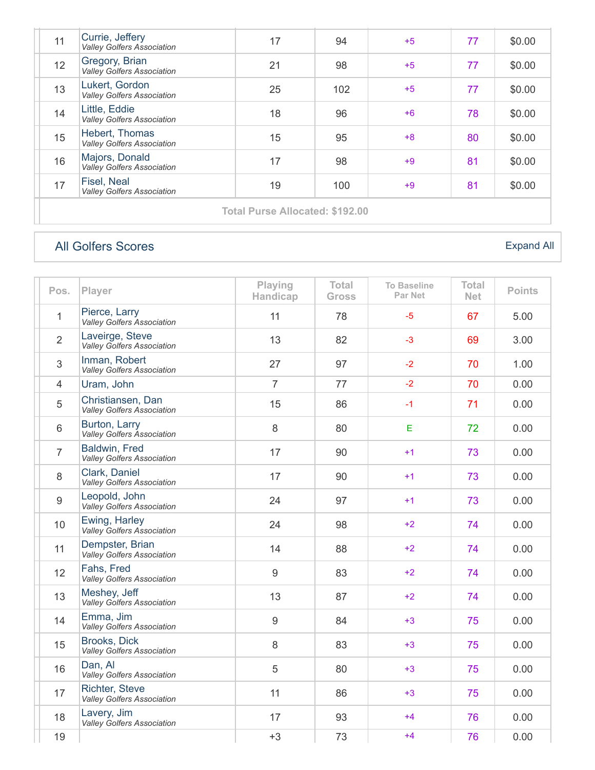| | | | | | | |
|---|---|---|---|---|---|---|
| 11 | Currie, Jeffery *Valley Golfers Association* | 17 | 94 | +5 | 77 | $0.00 |
| 12 | Gregory, Brian *Valley Golfers Association* | 21 | 98 | +5 | 77 | $0.00 |
| 13 | Lukert, Gordon *Valley Golfers Association* | 25 | 102 | +5 | 77 | $0.00 |
| 14 | Little, Eddie *Valley Golfers Association* | 18 | 96 | +6 | 78 | $0.00 |
| 15 | Hebert, Thomas *Valley Golfers Association* | 15 | 95 | +8 | 80 | $0.00 |
| 16 | Majors, Donald *Valley Golfers Association* | 17 | 98 | +9 | 81 | $0.00 |
| 17 | Fisel, Neal *Valley Golfers Association* | 19 | 100 | +9 | 81 | $0.00 |

**Total Purse Allocated: $192.00**

## All Golfers Scores

Expand All

| Pos. | Player | Playing Handicap | Total Gross | To Baseline Par Net | Total Net | Points |
|---|---|---|---|---|---|---|
| 1 | Pierce, Larry *Valley Golfers Association* | 11 | 78 | -5 | 67 | 5.00 |
| 2 | Laveirge, Steve *Valley Golfers Association* | 13 | 82 | -3 | 69 | 3.00 |
| 3 | Inman, Robert *Valley Golfers Association* | 27 | 97 | -2 | 70 | 1.00 |
| 4 | Uram, John | 7 | 77 | -2 | 70 | 0.00 |
| 5 | Christiansen, Dan *Valley Golfers Association* | 15 | 86 | -1 | 71 | 0.00 |
| 6 | Burton, Larry *Valley Golfers Association* | 8 | 80 | E | 72 | 0.00 |
| 7 | Baldwin, Fred *Valley Golfers Association* | 17 | 90 | +1 | 73 | 0.00 |
| 8 | Clark, Daniel *Valley Golfers Association* | 17 | 90 | +1 | 73 | 0.00 |
| 9 | Leopold, John *Valley Golfers Association* | 24 | 97 | +1 | 73 | 0.00 |
| 10 | Ewing, Harley *Valley Golfers Association* | 24 | 98 | +2 | 74 | 0.00 |
| 11 | Dempster, Brian *Valley Golfers Association* | 14 | 88 | +2 | 74 | 0.00 |
| 12 | Fahs, Fred *Valley Golfers Association* | 9 | 83 | +2 | 74 | 0.00 |
| 13 | Meshey, Jeff *Valley Golfers Association* | 13 | 87 | +2 | 74 | 0.00 |
| 14 | Emma, Jim *Valley Golfers Association* | 9 | 84 | +3 | 75 | 0.00 |
| 15 | Brooks, Dick *Valley Golfers Association* | 8 | 83 | +3 | 75 | 0.00 |
| 16 | Dan, Al *Valley Golfers Association* | 5 | 80 | +3 | 75 | 0.00 |
| 17 | Richter, Steve *Valley Golfers Association* | 11 | 86 | +3 | 75 | 0.00 |
| 18 | Lavery, Jim *Valley Golfers Association* | 17 | 93 | +4 | 76 | 0.00 |
| 19 | | +3 | 73 | +4 | 76 | 0.00 |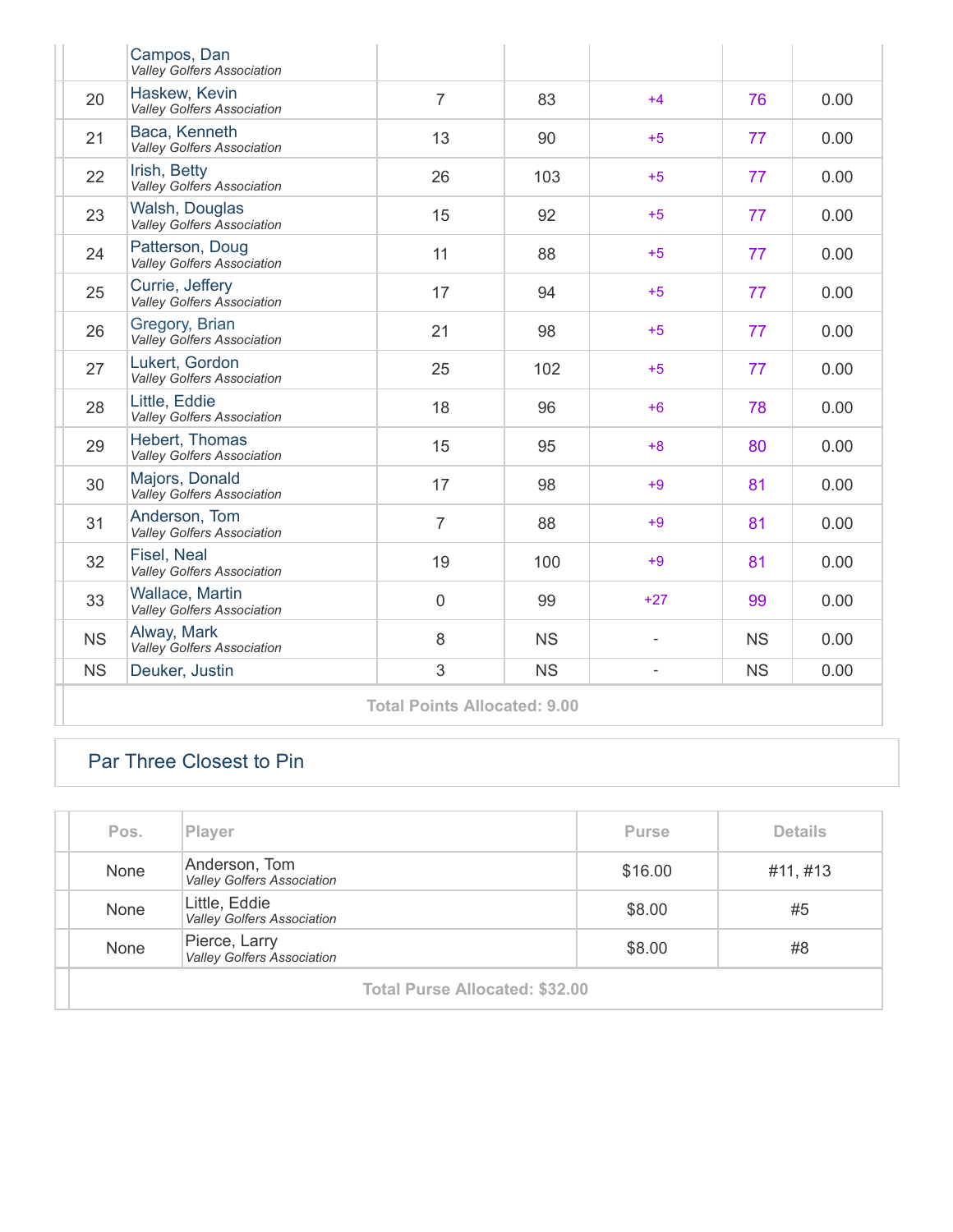| | | | | | | |
|---|---|---|---|---|---|---|
| | Campos, Dan *Valley Golfers Association* | | | | | |
| 20 | Haskew, Kevin *Valley Golfers Association* | 7 | 83 | +4 | 76 | 0.00 |
| 21 | Baca, Kenneth *Valley Golfers Association* | 13 | 90 | +5 | 77 | 0.00 |
| 22 | Irish, Betty *Valley Golfers Association* | 26 | 103 | +5 | 77 | 0.00 |
| 23 | Walsh, Douglas *Valley Golfers Association* | 15 | 92 | +5 | 77 | 0.00 |
| 24 | Patterson, Doug *Valley Golfers Association* | 11 | 88 | +5 | 77 | 0.00 |
| 25 | Currie, Jeffery *Valley Golfers Association* | 17 | 94 | +5 | 77 | 0.00 |
| 26 | Gregory, Brian *Valley Golfers Association* | 21 | 98 | +5 | 77 | 0.00 |
| 27 | Lukert, Gordon *Valley Golfers Association* | 25 | 102 | +5 | 77 | 0.00 |
| 28 | Little, Eddie *Valley Golfers Association* | 18 | 96 | +6 | 78 | 0.00 |
| 29 | Hebert, Thomas *Valley Golfers Association* | 15 | 95 | +8 | 80 | 0.00 |
| 30 | Majors, Donald *Valley Golfers Association* | 17 | 98 | +9 | 81 | 0.00 |
| 31 | Anderson, Tom *Valley Golfers Association* | 7 | 88 | +9 | 81 | 0.00 |
| 32 | Fisel, Neal *Valley Golfers Association* | 19 | 100 | +9 | 81 | 0.00 |
| 33 | Wallace, Martin *Valley Golfers Association* | 0 | 99 | +27 | 99 | 0.00 |
| NS | Alway, Mark *Valley Golfers Association* | 8 | NS | - | NS | 0.00 |
| NS | Deuker, Justin | 3 | NS | - | NS | 0.00 |

**Total Points Allocated: 9.00**

## Par Three Closest to Pin

| Pos. | Player | Purse | Details |
|---|---|---|---|
| None | Anderson, Tom *Valley Golfers Association* | $16.00 | #11, #13 |
| None | Little, Eddie *Valley Golfers Association* | $8.00 | #5 |
| None | Pierce, Larry *Valley Golfers Association* | $8.00 | #8 |

**Total Purse Allocated: $32.00**